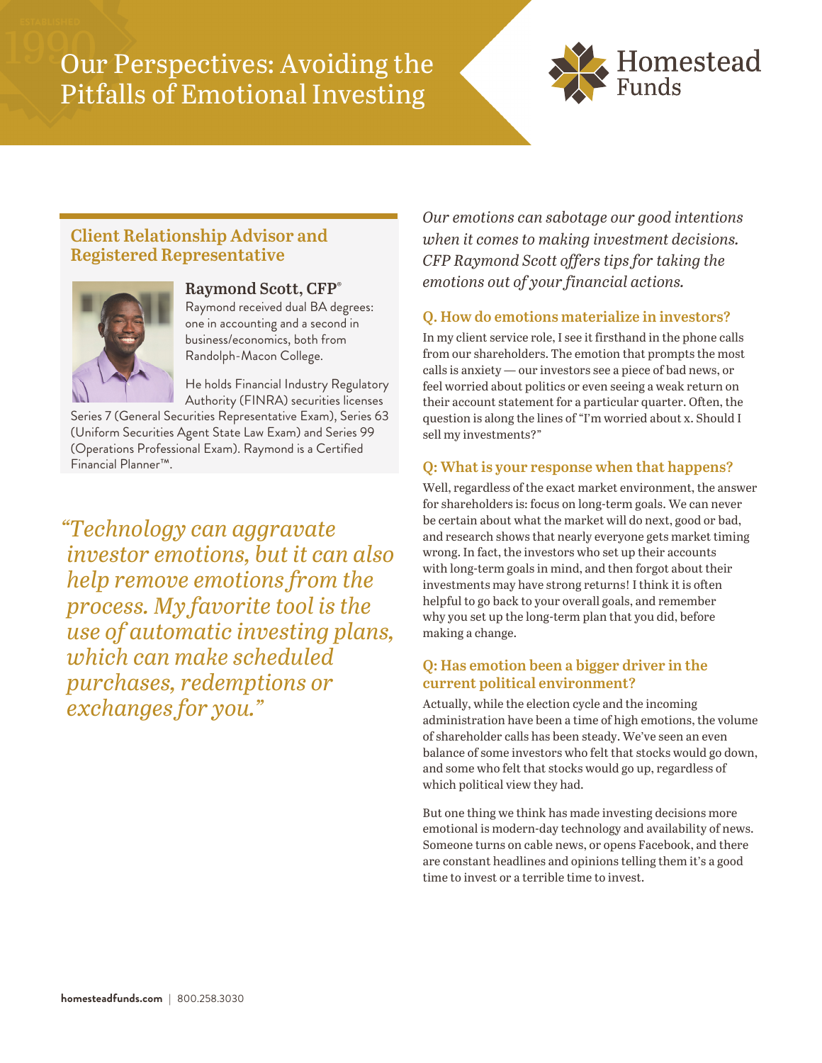# Our Perspectives: Avoiding the Pitfalls of Emotional Investing

Homestead Funds

## Client Relationship Advisor and Registered Representative

**Raymond Scott, CFP®**

Raymond received dual BA degrees: one in accounting and a second in business/economics, both from Randolph-Macon College.

He holds Financial Industry Regulatory Authority (FINRA) securities licenses Series 7 (General Securities Representative Exam), Series 63 (Uniform Securities Agent State Law Exam) and Series 99 (Operations Professional Exam). Raymond is a Certified Financial Planner™.

*"Technology can aggravate investor emotions, but it can also help remove emotions from the process. My favorite tool is the use of automatic investing plans, which can make scheduled purchases, redemptions or exchanges for you."*

*Our emotions can sabotage our good intentions when it comes to making investment decisions. CFP Raymond Scott offers tips for taking the emotions out of your financial actions.*

### Q. How do emotions materialize in investors?

In my client service role, I see it firsthand in the phone calls from our shareholders. The emotion that prompts the most calls is anxiety — our investors see a piece of bad news, or feel worried about politics or even seeing a weak return on their account statement for a particular quarter. Often, the question is along the lines of "I'm worried about x. Should I sell my investments?"

### Q: What is your response when that happens?

Well, regardless of the exact market environment, the answer for shareholders is: focus on long-term goals. We can never be certain about what the market will do next, good or bad, and research shows that nearly everyone gets market timing wrong. In fact, the investors who set up their accounts with long-term goals in mind, and then forgot about their investments may have strong returns! I think it is often helpful to go back to your overall goals, and remember why you set up the long-term plan that you did, before making a change.

### Q: Has emotion been a bigger driver in the current political environment?

Actually, while the election cycle and the incoming administration have been a time of high emotions, the volume of shareholder calls has been steady. We've seen an even balance of some investors who felt that stocks would go down, and some who felt that stocks would go up, regardless of which political view they had.

But one thing we think has made investing decisions more emotional is modern-day technology and availability of news. Someone turns on cable news, or opens Facebook, and there are constant headlines and opinions telling them it's a good time to invest or a terrible time to invest.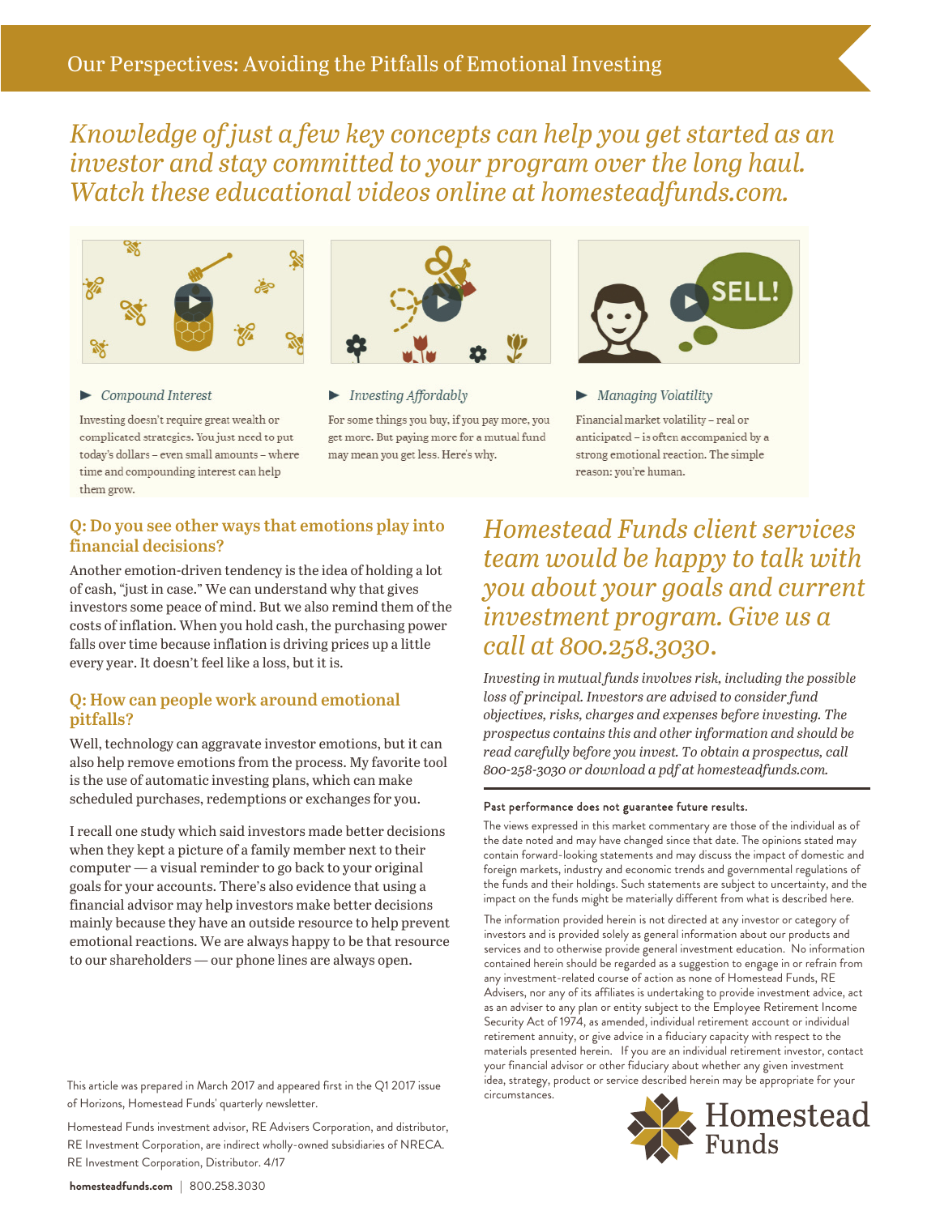## Our Perspectives: Avoiding the Pitfalls of Emotional Investing

*Knowledge of just a few key concepts can help you get started as an investor and stay committed to your program over the long haul. Watch these educational videos online at homesteadfunds.com.*

► *Compound Interest*

Investing doesn't require great wealth or complicated strategies. You just need to put today's dollars – even small amounts – where time and compounding interest can help them grow.

► *Investing Affordably*

For some things you buy, if you pay more, you get more. But paying more for a mutual fund may mean you get less. Here's why.

► *Managing Volatility*

Financial market volatility – real or anticipated – is often accompanied by a strong emotional reaction. The simple reason: you're human.

### Q: Do you see other ways that emotions play into financial decisions?

Another emotion-driven tendency is the idea of holding a lot of cash, "just in case." We can understand why that gives investors some peace of mind. But we also remind them of the costs of inflation. When you hold cash, the purchasing power falls over time because inflation is driving prices up a little every year. It doesn't feel like a loss, but it is.

### Q: How can people work around emotional pitfalls?

Well, technology can aggravate investor emotions, but it can also help remove emotions from the process. My favorite tool is the use of automatic investing plans, which can make scheduled purchases, redemptions or exchanges for you.

I recall one study which said investors made better decisions when they kept a picture of a family member next to their computer — a visual reminder to go back to your original goals for your accounts. There's also evidence that using a financial advisor may help investors make better decisions mainly because they have an outside resource to help prevent emotional reactions. We are always happy to be that resource to our shareholders — our phone lines are always open.

This article was prepared in March 2017 and appeared first in the Q1 2017 issue of Horizons, Homestead Funds' quarterly newsletter.

Homestead Funds investment advisor, RE Advisers Corporation, and distributor, RE Investment Corporation, are indirect wholly-owned subsidiaries of NRECA. RE Investment Corporation, Distributor. 4/17

*Homestead Funds client services team would be happy to talk with you about your goals and current investment program. Give us a call at 800.258.3030.*

*Investing in mutual funds involves risk, including the possible loss of principal. Investors are advised to consider fund objectives, risks, charges and expenses before investing. The prospectus contains this and other information and should be read carefully before you invest. To obtain a prospectus, call 800-258-3030 or download a pdf at homesteadfunds.com.*

**Past performance does not guarantee future results.**

The views expressed in this market commentary are those of the individual as of the date noted and may have changed since that date. The opinions stated may contain forward-looking statements and may discuss the impact of domestic and foreign markets, industry and economic trends and governmental regulations of the funds and their holdings. Such statements are subject to uncertainty, and the impact on the funds might be materially different from what is described here.

The information provided herein is not directed at any investor or category of investors and is provided solely as general information about our products and services and to otherwise provide general investment education. No information contained herein should be regarded as a suggestion to engage in or refrain from any investment-related course of action as none of Homestead Funds, RE Advisers, nor any of its affiliates is undertaking to provide investment advice, act as an adviser to any plan or entity subject to the Employee Retirement Income Security Act of 1974, as amended, individual retirement account or individual retirement annuity, or give advice in a fiduciary capacity with respect to the materials presented herein. If you are an individual retirement investor, contact your financial advisor or other fiduciary about whether any given investment idea, strategy, product or service described herein may be appropriate for your circumstances.

Homestead Funds

**homesteadfunds.com** | 800.258.3030